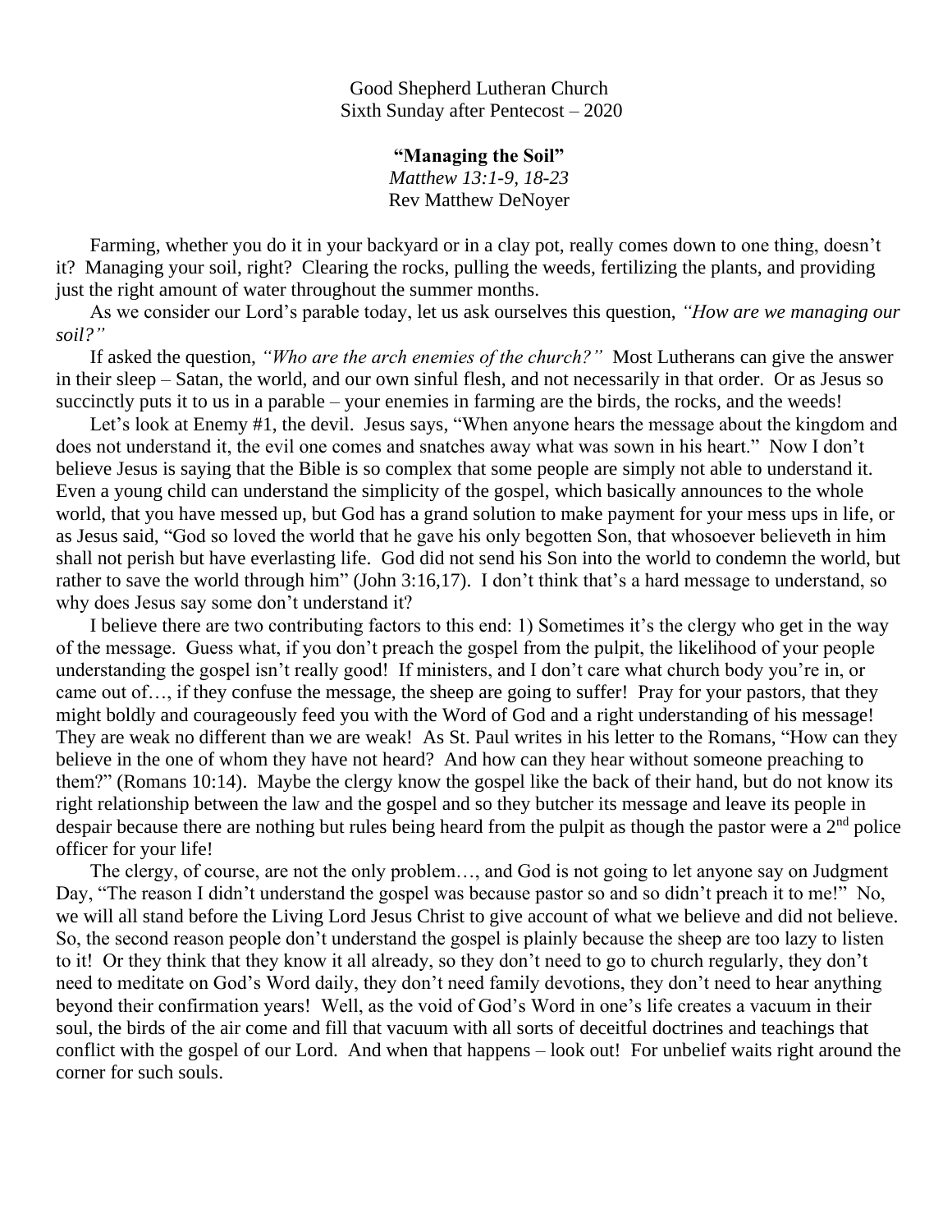Good Shepherd Lutheran Church
Sixth Sunday after Pentecost – 2020

**"Managing the Soil"**
*Matthew 13:1-9, 18-23*
Rev Matthew DeNoyer

Farming, whether you do it in your backyard or in a clay pot, really comes down to one thing, doesn't it? Managing your soil, right? Clearing the rocks, pulling the weeds, fertilizing the plants, and providing just the right amount of water throughout the summer months.

As we consider our Lord's parable today, let us ask ourselves this question, *"How are we managing our soil?"*

If asked the question, *"Who are the arch enemies of the church?"* Most Lutherans can give the answer in their sleep – Satan, the world, and our own sinful flesh, and not necessarily in that order. Or as Jesus so succinctly puts it to us in a parable – your enemies in farming are the birds, the rocks, and the weeds!

Let's look at Enemy #1, the devil. Jesus says, "When anyone hears the message about the kingdom and does not understand it, the evil one comes and snatches away what was sown in his heart." Now I don't believe Jesus is saying that the Bible is so complex that some people are simply not able to understand it. Even a young child can understand the simplicity of the gospel, which basically announces to the whole world, that you have messed up, but God has a grand solution to make payment for your mess ups in life, or as Jesus said, "God so loved the world that he gave his only begotten Son, that whosoever believeth in him shall not perish but have everlasting life. God did not send his Son into the world to condemn the world, but rather to save the world through him" (John 3:16,17). I don't think that's a hard message to understand, so why does Jesus say some don't understand it?

I believe there are two contributing factors to this end: 1) Sometimes it's the clergy who get in the way of the message. Guess what, if you don't preach the gospel from the pulpit, the likelihood of your people understanding the gospel isn't really good! If ministers, and I don't care what church body you're in, or came out of…, if they confuse the message, the sheep are going to suffer! Pray for your pastors, that they might boldly and courageously feed you with the Word of God and a right understanding of his message! They are weak no different than we are weak! As St. Paul writes in his letter to the Romans, "How can they believe in the one of whom they have not heard? And how can they hear without someone preaching to them?" (Romans 10:14). Maybe the clergy know the gospel like the back of their hand, but do not know its right relationship between the law and the gospel and so they butcher its message and leave its people in despair because there are nothing but rules being heard from the pulpit as though the pastor were a 2nd police officer for your life!

The clergy, of course, are not the only problem…, and God is not going to let anyone say on Judgment Day, "The reason I didn't understand the gospel was because pastor so and so didn't preach it to me!" No, we will all stand before the Living Lord Jesus Christ to give account of what we believe and did not believe. So, the second reason people don't understand the gospel is plainly because the sheep are too lazy to listen to it! Or they think that they know it all already, so they don't need to go to church regularly, they don't need to meditate on God's Word daily, they don't need family devotions, they don't need to hear anything beyond their confirmation years! Well, as the void of God's Word in one's life creates a vacuum in their soul, the birds of the air come and fill that vacuum with all sorts of deceitful doctrines and teachings that conflict with the gospel of our Lord. And when that happens – look out! For unbelief waits right around the corner for such souls.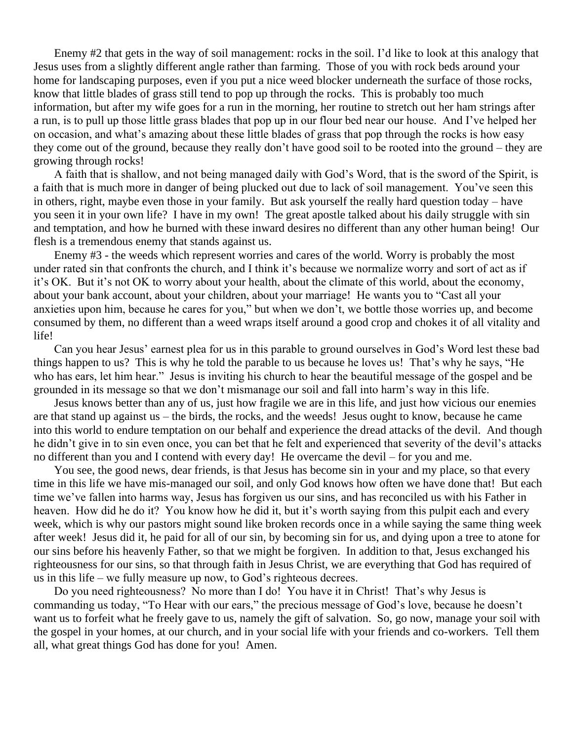Enemy #2 that gets in the way of soil management: rocks in the soil. I'd like to look at this analogy that Jesus uses from a slightly different angle rather than farming. Those of you with rock beds around your home for landscaping purposes, even if you put a nice weed blocker underneath the surface of those rocks, know that little blades of grass still tend to pop up through the rocks. This is probably too much information, but after my wife goes for a run in the morning, her routine to stretch out her ham strings after a run, is to pull up those little grass blades that pop up in our flour bed near our house. And I've helped her on occasion, and what's amazing about these little blades of grass that pop through the rocks is how easy they come out of the ground, because they really don't have good soil to be rooted into the ground – they are growing through rocks!

A faith that is shallow, and not being managed daily with God's Word, that is the sword of the Spirit, is a faith that is much more in danger of being plucked out due to lack of soil management. You've seen this in others, right, maybe even those in your family. But ask yourself the really hard question today – have you seen it in your own life? I have in my own! The great apostle talked about his daily struggle with sin and temptation, and how he burned with these inward desires no different than any other human being! Our flesh is a tremendous enemy that stands against us.

Enemy #3 - the weeds which represent worries and cares of the world. Worry is probably the most under rated sin that confronts the church, and I think it's because we normalize worry and sort of act as if it's OK. But it's not OK to worry about your health, about the climate of this world, about the economy, about your bank account, about your children, about your marriage! He wants you to "Cast all your anxieties upon him, because he cares for you," but when we don't, we bottle those worries up, and become consumed by them, no different than a weed wraps itself around a good crop and chokes it of all vitality and life!

Can you hear Jesus' earnest plea for us in this parable to ground ourselves in God's Word lest these bad things happen to us? This is why he told the parable to us because he loves us! That's why he says, "He who has ears, let him hear." Jesus is inviting his church to hear the beautiful message of the gospel and be grounded in its message so that we don't mismanage our soil and fall into harm's way in this life.

Jesus knows better than any of us, just how fragile we are in this life, and just how vicious our enemies are that stand up against us – the birds, the rocks, and the weeds! Jesus ought to know, because he came into this world to endure temptation on our behalf and experience the dread attacks of the devil. And though he didn't give in to sin even once, you can bet that he felt and experienced that severity of the devil's attacks no different than you and I contend with every day! He overcame the devil – for you and me.

You see, the good news, dear friends, is that Jesus has become sin in your and my place, so that every time in this life we have mis-managed our soil, and only God knows how often we have done that! But each time we've fallen into harms way, Jesus has forgiven us our sins, and has reconciled us with his Father in heaven. How did he do it? You know how he did it, but it's worth saying from this pulpit each and every week, which is why our pastors might sound like broken records once in a while saying the same thing week after week! Jesus did it, he paid for all of our sin, by becoming sin for us, and dying upon a tree to atone for our sins before his heavenly Father, so that we might be forgiven. In addition to that, Jesus exchanged his righteousness for our sins, so that through faith in Jesus Christ, we are everything that God has required of us in this life – we fully measure up now, to God's righteous decrees.

Do you need righteousness? No more than I do! You have it in Christ! That's why Jesus is commanding us today, "To Hear with our ears," the precious message of God's love, because he doesn't want us to forfeit what he freely gave to us, namely the gift of salvation. So, go now, manage your soil with the gospel in your homes, at our church, and in your social life with your friends and co-workers. Tell them all, what great things God has done for you! Amen.